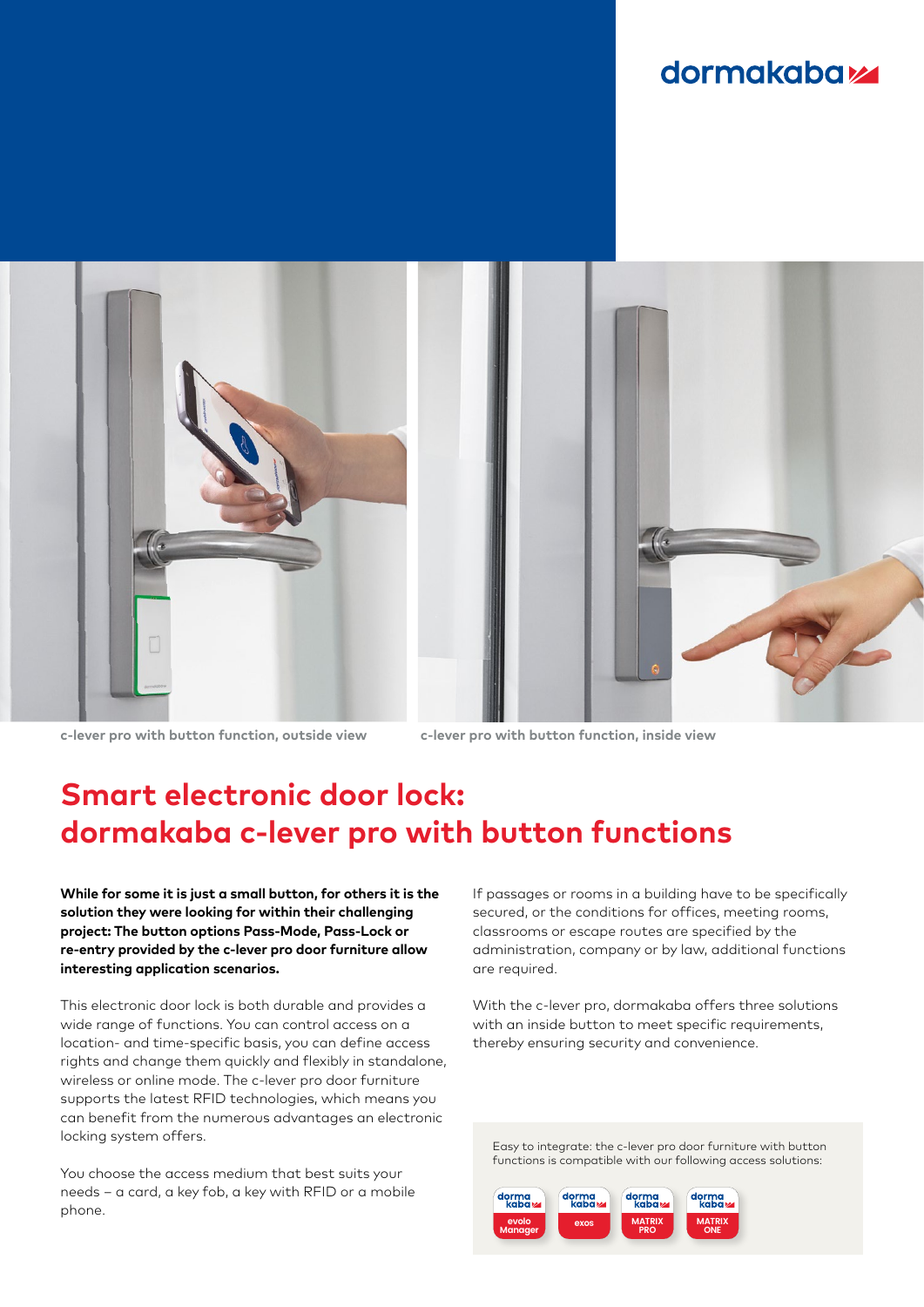dormakaba

c-lever pro with button function, outside view

c-lever pro with button function, inside view

# Smart electronic door lock: dormakaba c-lever pro with button functions

**While for some it is just a small button, for others it is the solution they were looking for within their challenging project: The button options Pass-Mode, Pass-Lock or re-entry provided by the c-lever pro door furniture allow interesting application scenarios.**

This electronic door lock is both durable and provides a wide range of functions. You can control access on a location- and time-specific basis, you can define access rights and change them quickly and flexibly in standalone, wireless or online mode. The c-lever pro door furniture supports the latest RFID technologies, which means you can benefit from the numerous advantages an electronic locking system offers.

You choose the access medium that best suits your needs – a card, a key fob, a key with RFID or a mobile phone.

If passages or rooms in a building have to be specifically secured, or the conditions for offices, meeting rooms, classrooms or escape routes are specified by the administration, company or by law, additional functions are required.

With the c-lever pro, dormakaba offers three solutions with an inside button to meet specific requirements, thereby ensuring security and convenience.

Easy to integrate: the c-lever pro door furniture with button functions is compatible with our following access solutions:

- dormakaba evolo Manager
- dormakaba exos
- dormakaba MATRIX PRO
- dormakaba MATRIX ONE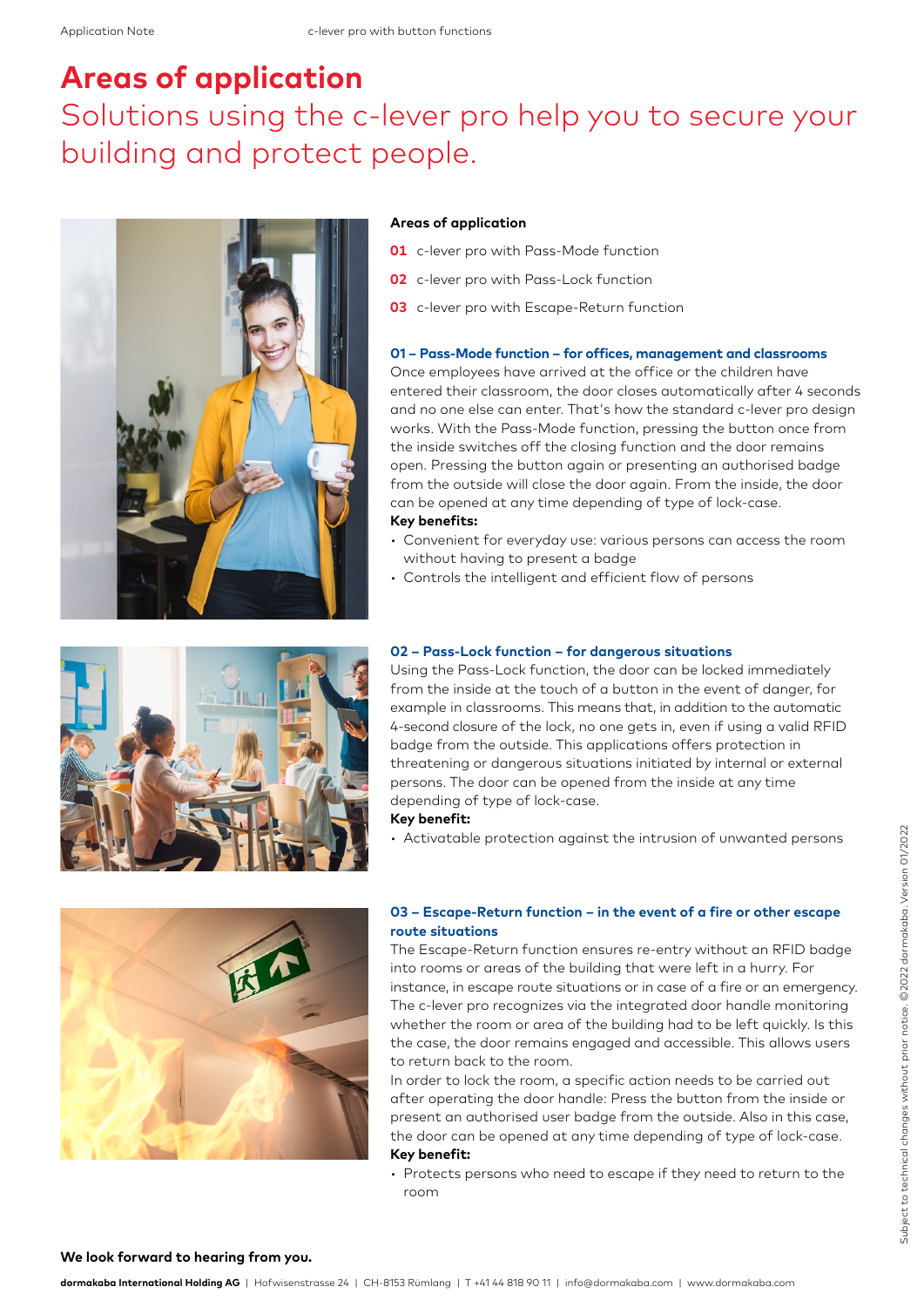# Areas of application

Solutions using the c-lever pro help you to secure your building and protect people.

**Areas of application**

**01** c-lever pro with Pass-Mode function

**02** c-lever pro with Pass-Lock function

**03** c-lever pro with Escape-Return function

**01 – Pass-Mode function – for offices, management and classrooms**

Once employees have arrived at the office or the children have entered their classroom, the door closes automatically after 4 seconds and no one else can enter. That's how the standard c-lever pro design works. With the Pass-Mode function, pressing the button once from the inside switches off the closing function and the door remains open. Pressing the button again or presenting an authorised badge from the outside will close the door again. From the inside, the door can be opened at any time depending of type of lock-case.

**Key benefits:**

- Convenient for everyday use: various persons can access the room without having to present a badge
- Controls the intelligent and efficient flow of persons

**02 – Pass-Lock function – for dangerous situations**

Using the Pass-Lock function, the door can be locked immediately from the inside at the touch of a button in the event of danger, for example in classrooms. This means that, in addition to the automatic 4-second closure of the lock, no one gets in, even if using a valid RFID badge from the outside. This applications offers protection in threatening or dangerous situations initiated by internal or external persons. The door can be opened from the inside at any time depending of type of lock-case.

**Key benefit:**

- Activatable protection against the intrusion of unwanted persons

**03 – Escape-Return function – in the event of a fire or other escape route situations**

The Escape-Return function ensures re-entry without an RFID badge into rooms or areas of the building that were left in a hurry. For instance, in escape route situations or in case of a fire or an emergency. The c-lever pro recognizes via the integrated door handle monitoring whether the room or area of the building had to be left quickly. Is this the case, the door remains engaged and accessible. This allows users to return back to the room.

In order to lock the room, a specific action needs to be carried out after operating the door handle: Press the button from the inside or present an authorised user badge from the outside. Also in this case, the door can be opened at any time depending of type of lock-case.

**Key benefit:**

- Protects persons who need to escape if they need to return to the room

**We look forward to hearing from you.**

**dormakaba International Holding AG** | Hofwisenstrasse 24 | CH-8153 Rümlang | T +41 44 818 90 11 | info@dormakaba.com | www.dormakaba.com

Subject to technical changes without prior notice. ©2022 dormakaba. Version 01/2022